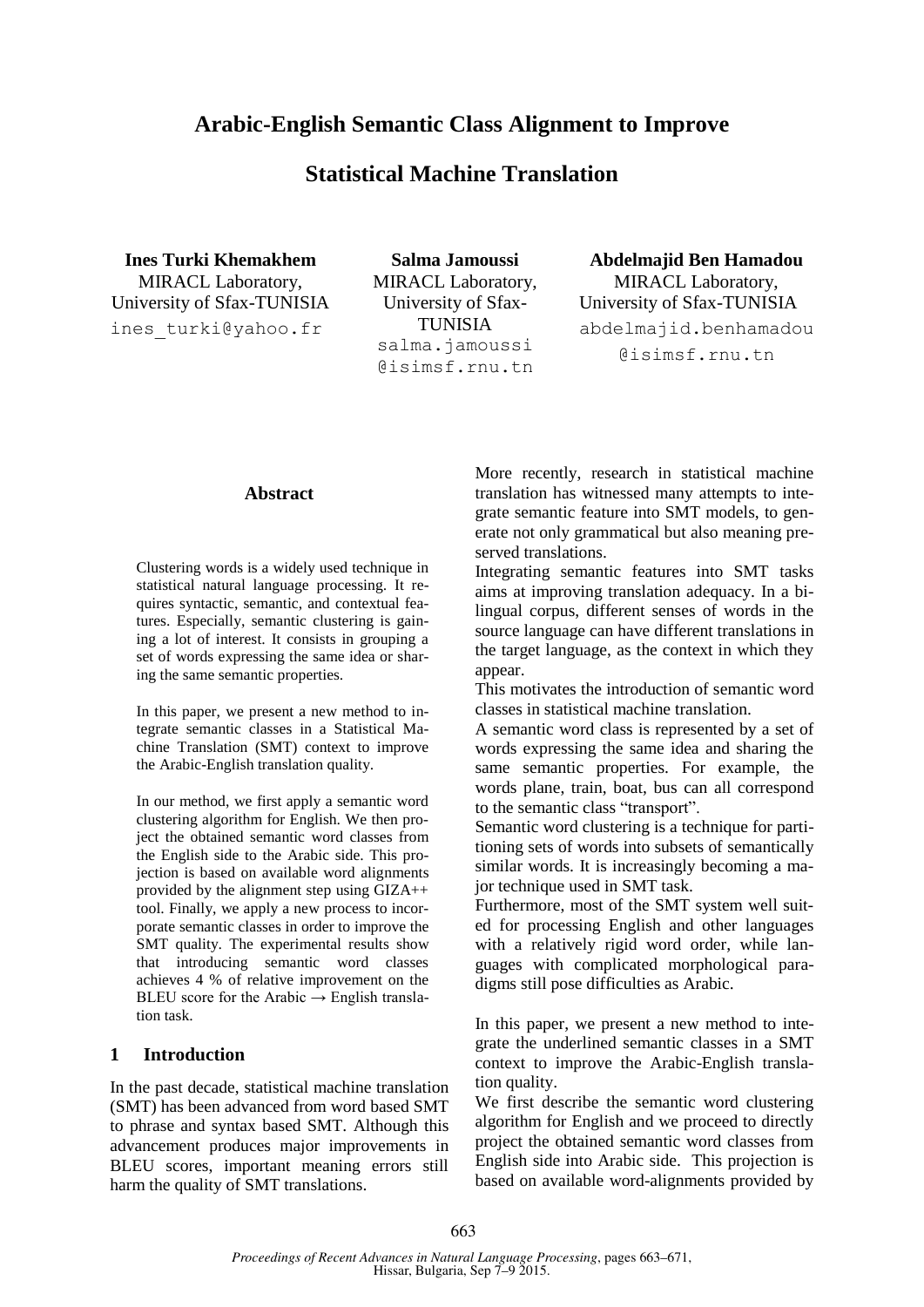# Arabic-English Semantic Class Alignment to Improve Statistical Machine Translation

**Ines Turki Khemakhem**
MIRACL Laboratory,
University of Sfax-TUNISIA
ines_turki@yahoo.fr

**Salma Jamoussi**
MIRACL Laboratory,
University of Sfax-TUNISIA
salma.jamoussi@isimsf.rnu.tn

**Abdelmajid Ben Hamadou**
MIRACL Laboratory,
University of Sfax-TUNISIA
abdelmajid.benhamadou@isimsf.rnu.tn

## Abstract

Clustering words is a widely used technique in statistical natural language processing. It requires syntactic, semantic, and contextual features. Especially, semantic clustering is gaining a lot of interest. It consists in grouping a set of words expressing the same idea or sharing the same semantic properties.

In this paper, we present a new method to integrate semantic classes in a Statistical Machine Translation (SMT) context to improve the Arabic-English translation quality.

In our method, we first apply a semantic word clustering algorithm for English. We then project the obtained semantic word classes from the English side to the Arabic side. This projection is based on available word alignments provided by the alignment step using GIZA++ tool. Finally, we apply a new process to incorporate semantic classes in order to improve the SMT quality. The experimental results show that introducing semantic word classes achieves 4 % of relative improvement on the BLEU score for the Arabic → English translation task.

## 1 Introduction

In the past decade, statistical machine translation (SMT) has been advanced from word based SMT to phrase and syntax based SMT. Although this advancement produces major improvements in BLEU scores, important meaning errors still harm the quality of SMT translations.

More recently, research in statistical machine translation has witnessed many attempts to integrate semantic feature into SMT models, to generate not only grammatical but also meaning preserved translations.

Integrating semantic features into SMT tasks aims at improving translation adequacy. In a bilingual corpus, different senses of words in the source language can have different translations in the target language, as the context in which they appear.

This motivates the introduction of semantic word classes in statistical machine translation.

A semantic word class is represented by a set of words expressing the same idea and sharing the same semantic properties. For example, the words plane, train, boat, bus can all correspond to the semantic class "transport".

Semantic word clustering is a technique for partitioning sets of words into subsets of semantically similar words. It is increasingly becoming a major technique used in SMT task.

Furthermore, most of the SMT system well suited for processing English and other languages with a relatively rigid word order, while languages with complicated morphological paradigms still pose difficulties as Arabic.

In this paper, we present a new method to integrate the underlined semantic classes in a SMT context to improve the Arabic-English translation quality.

We first describe the semantic word clustering algorithm for English and we proceed to directly project the obtained semantic word classes from English side into Arabic side. This projection is based on available word-alignments provided by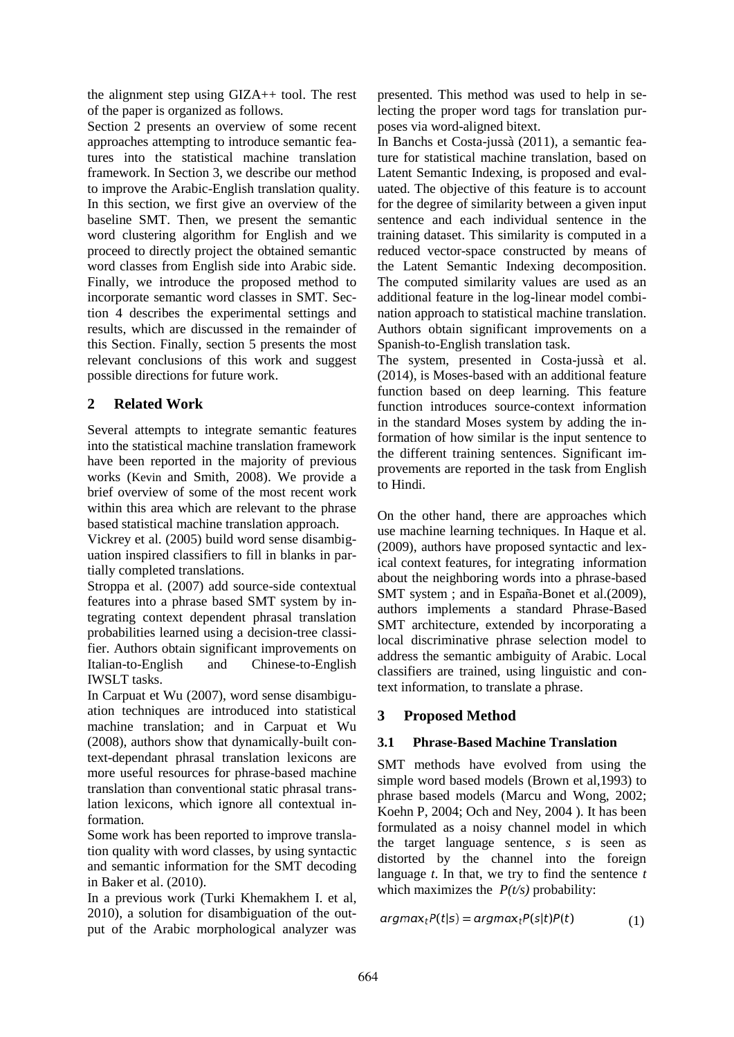the alignment step using GIZA++ tool. The rest of the paper is organized as follows.

Section 2 presents an overview of some recent approaches attempting to introduce semantic features into the statistical machine translation framework. In Section 3, we describe our method to improve the Arabic-English translation quality. In this section, we first give an overview of the baseline SMT. Then, we present the semantic word clustering algorithm for English and we proceed to directly project the obtained semantic word classes from English side into Arabic side. Finally, we introduce the proposed method to incorporate semantic word classes in SMT. Section 4 describes the experimental settings and results, which are discussed in the remainder of this Section. Finally, section 5 presents the most relevant conclusions of this work and suggest possible directions for future work.

## 2 Related Work

Several attempts to integrate semantic features into the statistical machine translation framework have been reported in the majority of previous works (Kevin and Smith, 2008). We provide a brief overview of some of the most recent work within this area which are relevant to the phrase based statistical machine translation approach.

Vickrey et al. (2005) build word sense disambiguation inspired classifiers to fill in blanks in partially completed translations.

Stroppa et al. (2007) add source-side contextual features into a phrase based SMT system by integrating context dependent phrasal translation probabilities learned using a decision-tree classifier. Authors obtain significant improvements on Italian-to-English and Chinese-to-English IWSLT tasks.

In Carpuat et Wu (2007), word sense disambiguation techniques are introduced into statistical machine translation; and in Carpuat et Wu (2008), authors show that dynamically-built context-dependant phrasal translation lexicons are more useful resources for phrase-based machine translation than conventional static phrasal translation lexicons, which ignore all contextual information.

Some work has been reported to improve translation quality with word classes, by using syntactic and semantic information for the SMT decoding in Baker et al. (2010).

In a previous work (Turki Khemakhem I. et al, 2010), a solution for disambiguation of the output of the Arabic morphological analyzer was presented. This method was used to help in selecting the proper word tags for translation purposes via word-aligned bitext.

In Banchs et Costa-jussà (2011), a semantic feature for statistical machine translation, based on Latent Semantic Indexing, is proposed and evaluated. The objective of this feature is to account for the degree of similarity between a given input sentence and each individual sentence in the training dataset. This similarity is computed in a reduced vector-space constructed by means of the Latent Semantic Indexing decomposition. The computed similarity values are used as an additional feature in the log-linear model combination approach to statistical machine translation. Authors obtain significant improvements on a Spanish-to-English translation task.

The system, presented in Costa-jussà et al. (2014), is Moses-based with an additional feature function based on deep learning. This feature function introduces source-context information in the standard Moses system by adding the information of how similar is the input sentence to the different training sentences. Significant improvements are reported in the task from English to Hindi.

On the other hand, there are approaches which use machine learning techniques. In Haque et al. (2009), authors have proposed syntactic and lexical context features, for integrating information about the neighboring words into a phrase-based SMT system ; and in España-Bonet et al.(2009), authors implements a standard Phrase-Based SMT architecture, extended by incorporating a local discriminative phrase selection model to address the semantic ambiguity of Arabic. Local classifiers are trained, using linguistic and context information, to translate a phrase.

## 3 Proposed Method

### 3.1 Phrase-Based Machine Translation

SMT methods have evolved from using the simple word based models (Brown et al,1993) to phrase based models (Marcu and Wong, 2002; Koehn P, 2004; Och and Ney, 2004 ). It has been formulated as a noisy channel model in which the target language sentence, *s* is seen as distorted by the channel into the foreign language *t*. In that, we try to find the sentence *t* which maximizes the *P(t/s)* probability:

$$argmax_t P(t|s) = argmax_t P(s|t)P(t) \quad (1)$$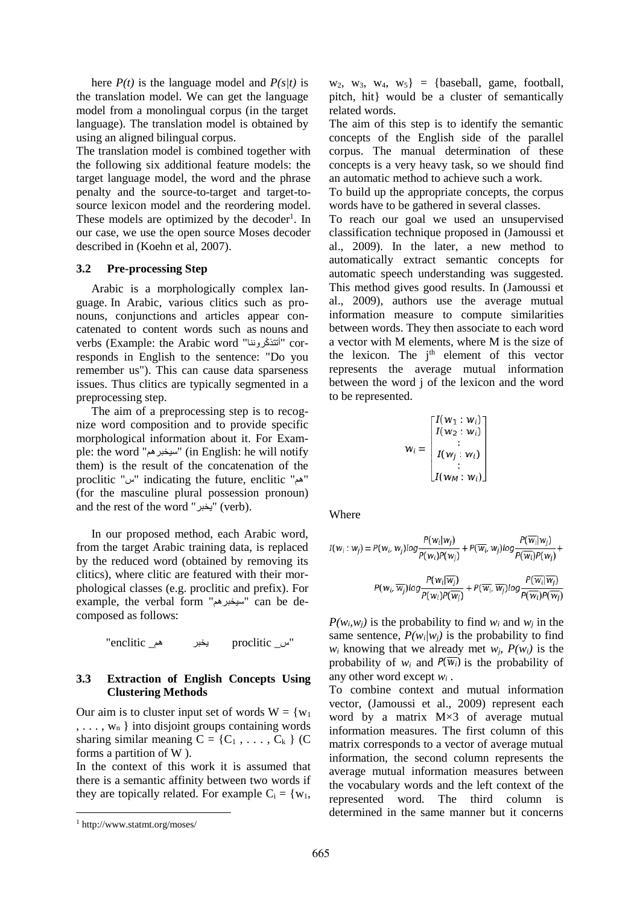here $P(t)$ is the language model and $P(s|t)$ is the translation model. We can get the language model from a monolingual corpus (in the target language). The translation model is obtained by using an aligned bilingual corpus.

The translation model is combined together with the following six additional feature models: the target language model, the word and the phrase penalty and the source-to-target and target-to-source lexicon model and the reordering model. These models are optimized by the decoder[1]. In our case, we use the open source Moses decoder described in (Koehn et al, 2007).

### 3.2 Pre-processing Step

Arabic is a morphologically complex language. In Arabic, various clitics such as pronouns, conjunctions and articles appear concatenated to content words such as nouns and verbs (Example: the Arabic word "أتتذكروننا" corresponds in English to the sentence: "Do you remember us"). This can cause data sparseness issues. Thus clitics are typically segmented in a preprocessing step.

The aim of a preprocessing step is to recognize word composition and to provide specific morphological information about it. For Example: the word "سيخبرهم" (in English: he will notify them) is the result of the concatenation of the proclitic "س" indicating the future, enclitic "هم" (for the masculine plural possession pronoun) and the rest of the word "يخبر" (verb).

In our proposed method, each Arabic word, from the target Arabic training data, is replaced by the reduced word (obtained by removing its clitics), where clitic are featured with their morphological classes (e.g. proclitic and prefix). For example, the verbal form "سيخبرهم" can be decomposed as follows:

"enclitic _هم يخبر proclitic _س"

### 3.3 Extraction of English Concepts Using Clustering Methods

Our aim is to cluster input set of words $W = \{w_1, \ldots, w_n\}$ into disjoint groups containing words sharing similar meaning $C = \{C_1, \ldots, C_k\}$ (C forms a partition of W ).

In the context of this work it is assumed that there is a semantic affinity between two words if they are topically related. For example $C_i = \{w_1, w_2, w_3, w_4, w_5\}$ = {baseball, game, football, pitch, hit} would be a cluster of semantically related words.

The aim of this step is to identify the semantic concepts of the English side of the parallel corpus. The manual determination of these concepts is a very heavy task, so we should find an automatic method to achieve such a work.

To build up the appropriate concepts, the corpus words have to be gathered in several classes.

To reach our goal we used an unsupervised classification technique proposed in (Jamoussi et al., 2009). In the later, a new method to automatically extract semantic concepts for automatic speech understanding was suggested. This method gives good results. In (Jamoussi et al., 2009), authors use the average mutual information measure to compute similarities between words. They then associate to each word a vector with M elements, where M is the size of the lexicon. The $j^{th}$ element of this vector represents the average mutual information between the word j of the lexicon and the word to be represented.

$$w_i = \begin{bmatrix} I(w_1 : w_i) \\ I(w_2 : w_i) \\ \vdots \\ I(w_j : w_i) \\ \vdots \\ I(w_M : w_i) \end{bmatrix}$$

Where

$$I(w_i : w_j) = P(w_i, w_j) log \frac{P(w_i|w_j)}{P(w_i)P(w_j)} + P(\overline{w_i}, w_j) log \frac{P(\overline{w_i}|w_j)}{P(\overline{w_i})P(w_j)} + P(w_i, \overline{w_j}) log \frac{P(w_i|\overline{w_j})}{P(w_i)P(\overline{w_j})} + P(\overline{w_i}, \overline{w_j}) log \frac{P(\overline{w_i}|\overline{w_j})}{P(\overline{w_i})P(\overline{w_j})}$$

$P(w_i,w_j)$ is the probability to find $w_i$ and $w_j$ in the same sentence, $P(w_i|w_j)$ is the probability to find $w_i$ knowing that we already met $w_j$, $P(w_i)$ is the probability of $w_i$ and $P(\overline{w_i})$ is the probability of any other word except $w_i$.

To combine context and mutual information vector, (Jamoussi et al., 2009) represent each word by a matrix M×3 of average mutual information measures. The first column of this matrix corresponds to a vector of average mutual information, the second column represents the average mutual information measures between the vocabulary words and the left context of the represented word. The third column is determined in the same manner but it concerns

[1] http://www.statmt.org/moses/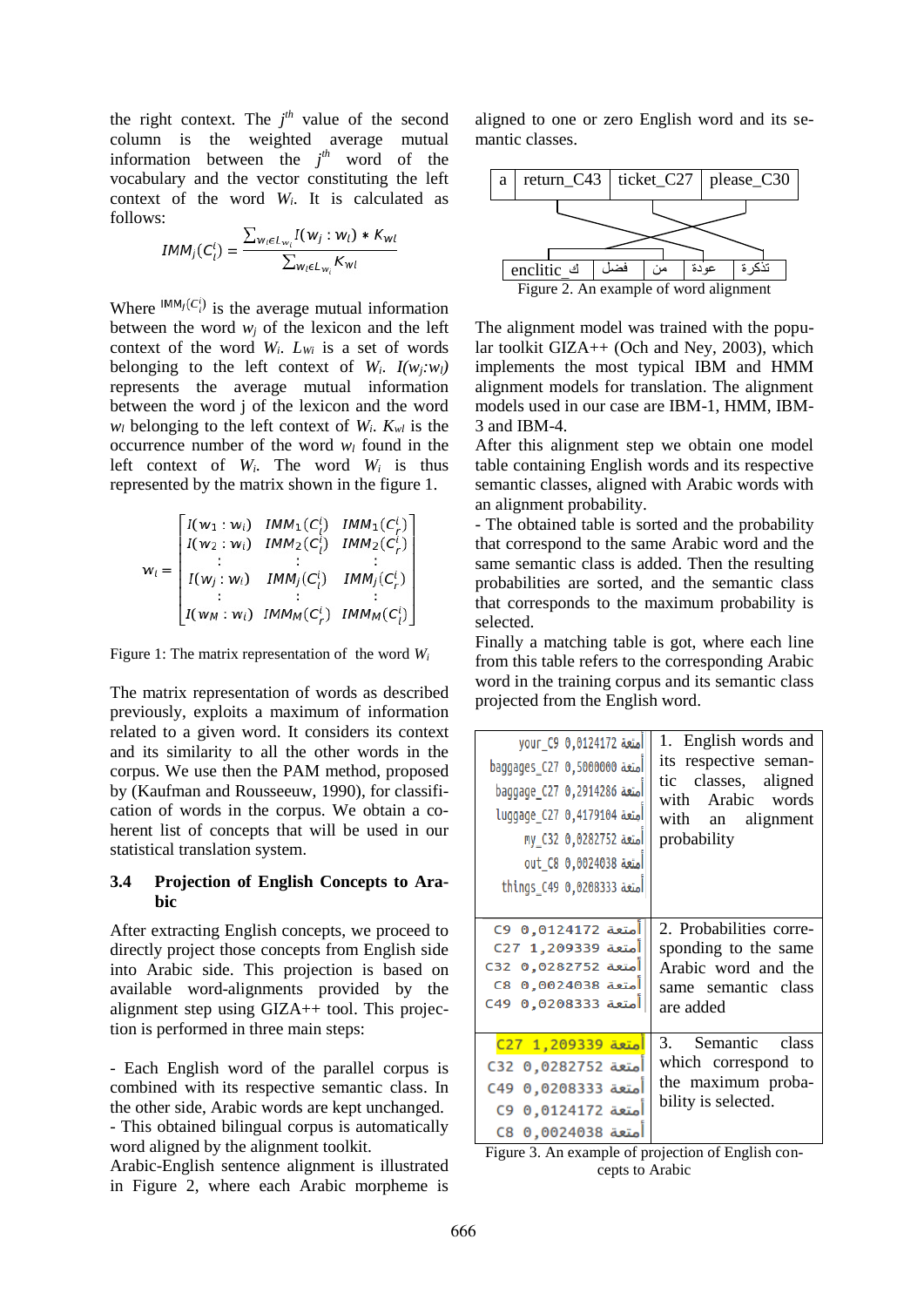the right context. The $j^{th}$ value of the second column is the weighted average mutual information between the $j^{th}$ word of the vocabulary and the vector constituting the left context of the word $W_i$. It is calculated as follows:

$$IMM_j(C_l^i) = \frac{\sum_{w_l \in L_{w_i}} I(w_j : w_l) * K_{wl}}{\sum_{w_l \in L_{w_i}} K_{wl}}$$

Where $IMM_j(C_l^i)$ is the average mutual information between the word $w_j$ of the lexicon and the left context of the word $W_i$. $L_{Wi}$ is a set of words belonging to the left context of $W_i$. $I(w_j{:}w_l)$ represents the average mutual information between the word j of the lexicon and the word $w_l$ belonging to the left context of $W_i$. $K_{wl}$ is the occurrence number of the word $w_l$ found in the left context of $W_i$. The word $W_i$ is thus represented by the matrix shown in the figure 1.

$$w_i = \begin{bmatrix} I(w_1 : w_i) & IMM_1(C_l^i) & IMM_1(C_r^i) \\ I(w_2 : w_i) & IMM_2(C_l^i) & IMM_2(C_r^i) \\ \vdots & \vdots & \vdots \\ I(w_j : w_i) & IMM_j(C_l^i) & IMM_j(C_r^i) \\ \vdots & \vdots & \vdots \\ I(w_M : w_i) & IMM_M(C_r^i) & IMM_M(C_l^i) \end{bmatrix}$$

Figure 1: The matrix representation of the word $W_i$

The matrix representation of words as described previously, exploits a maximum of information related to a given word. It considers its context and its similarity to all the other words in the corpus. We use then the PAM method, proposed by (Kaufman and Rousseeuw, 1990), for classification of words in the corpus. We obtain a coherent list of concepts that will be used in our statistical translation system.

### 3.4 Projection of English Concepts to Arabic

After extracting English concepts, we proceed to directly project those concepts from English side into Arabic side. This projection is based on available word-alignments provided by the alignment step using GIZA++ tool. This projection is performed in three main steps:

- Each English word of the parallel corpus is combined with its respective semantic class. In the other side, Arabic words are kept unchanged.
- This obtained bilingual corpus is automatically word aligned by the alignment toolkit.

Arabic-English sentence alignment is illustrated in Figure 2, where each Arabic morpheme is aligned to one or zero English word and its semantic classes.

| a | return_C43 | ticket_C27 | please_C30 |
|---|---|---|---|

| enclitic_ك | فضل | من | عودة | تذكرة |
|---|---|---|---|---|

Figure 2. An example of word alignment

The alignment model was trained with the popular toolkit GIZA++ (Och and Ney, 2003), which implements the most typical IBM and HMM alignment models for translation. The alignment models used in our case are IBM-1, HMM, IBM-3 and IBM-4.

After this alignment step we obtain one model table containing English words and its respective semantic classes, aligned with Arabic words with an alignment probability.

- The obtained table is sorted and the probability that correspond to the same Arabic word and the same semantic class is added. Then the resulting probabilities are sorted, and the semantic class that corresponds to the maximum probability is selected.

Finally a matching table is got, where each line from this table refers to the corresponding Arabic word in the training corpus and its semantic class projected from the English word.

| | |
|---|---|
| أمتعة your_C9 0,0124172<br>أمتعة baggages_C27 0,5000000<br>أمتعة baggage_C27 0,2914286<br>أمتعة luggage_C27 0,4179104<br>أمتعة my_C32 0,0282752<br>أمتعة out_C8 0,0024038<br>أمتعة things_C49 0,0208333 | 1. English words and its respective semantic classes, aligned with Arabic words with an alignment probability |
| أمتعة C9 0,0124172<br>أمتعة C27 1,209339<br>أمتعة C32 0,0282752<br>أمتعة C8 0,0024038<br>أمتعة C49 0,0208333 | 2. Probabilities corresponding to the same Arabic word and the same semantic class are added |
| أمتعة C27 1,209339<br>أمتعة C32 0,0282752<br>أمتعة C49 0,0208333<br>أمتعة C9 0,0124172<br>أمتعة C8 0,0024038 | 3. Semantic class which correspond to the maximum probability is selected. |

Figure 3. An example of projection of English concepts to Arabic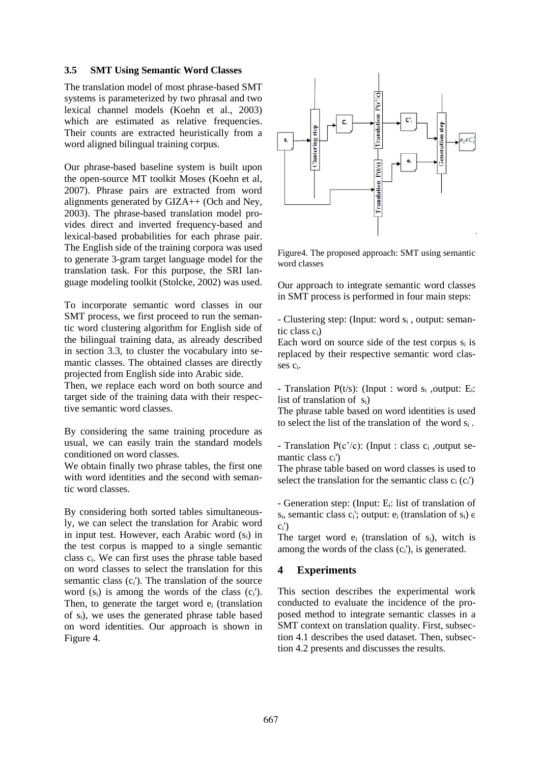### 3.5 SMT Using Semantic Word Classes

The translation model of most phrase-based SMT systems is parameterized by two phrasal and two lexical channel models (Koehn et al., 2003) which are estimated as relative frequencies. Their counts are extracted heuristically from a word aligned bilingual training corpus.

Our phrase-based baseline system is built upon the open-source MT toolkit Moses (Koehn et al, 2007). Phrase pairs are extracted from word alignments generated by GIZA++ (Och and Ney, 2003). The phrase-based translation model provides direct and inverted frequency-based and lexical-based probabilities for each phrase pair. The English side of the training corpora was used to generate 3-gram target language model for the translation task. For this purpose, the SRI language modeling toolkit (Stolcke, 2002) was used.

To incorporate semantic word classes in our SMT process, we first proceed to run the semantic word clustering algorithm for English side of the bilingual training data, as already described in section 3.3, to cluster the vocabulary into semantic classes. The obtained classes are directly projected from English side into Arabic side.

Then, we replace each word on both source and target side of the training data with their respective semantic word classes.

By considering the same training procedure as usual, we can easily train the standard models conditioned on word classes.

We obtain finally two phrase tables, the first one with word identities and the second with semantic word classes.

By considering both sorted tables simultaneously, we can select the translation for Arabic word in input test. However, each Arabic word ($s_i$) in the test corpus is mapped to a single semantic class $c_i$. We can first uses the phrase table based on word classes to select the translation for this semantic class ($c_i'$). The translation of the source word ($s_i$) is among the words of the class ($c_i'$). Then, to generate the target word $e_i$ (translation of $s_i$), we uses the generated phrase table based on word identities. Our approach is shown in Figure 4.

Figure4. The proposed approach: SMT using semantic word classes

Our approach to integrate semantic word classes in SMT process is performed in four main steps:

- Clustering step: (Input: word $s_i$ , output: semantic class $c_i$)

Each word on source side of the test corpus $s_i$ is replaced by their respective semantic word classes $c_i$.

- Translation P(t/s): (Input : word $s_i$ ,output: $E_i$: list of translation of $s_i$)

The phrase table based on word identities is used to select the list of the translation of the word $s_i$ .

- Translation P(c'/c): (Input : class $c_i$ ,output semantic class $c_i'$)

The phrase table based on word classes is used to select the translation for the semantic class $c_i$ ($c_i'$)

- Generation step: (Input: $E_i$: list of translation of $s_i$, semantic class $c_i'$; output: $e_i$ (translation of $s_i$) $\in c_i'$)

The target word $e_i$ (translation of $s_i$), witch is among the words of the class ($c_i'$), is generated.

## 4 Experiments

This section describes the experimental work conducted to evaluate the incidence of the proposed method to integrate semantic classes in a SMT context on translation quality. First, subsection 4.1 describes the used dataset. Then, subsection 4.2 presents and discusses the results.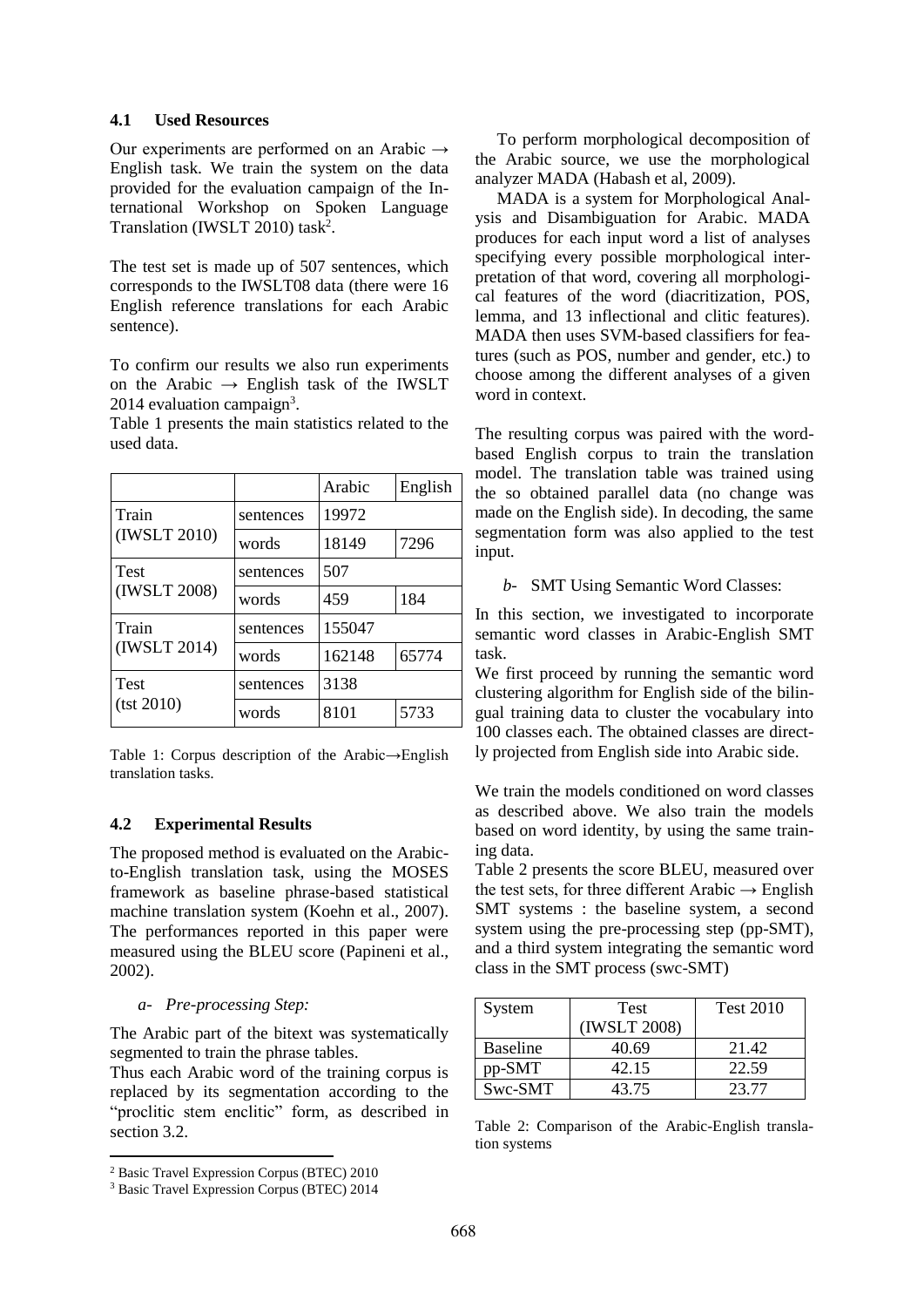### 4.1 Used Resources

Our experiments are performed on an Arabic → English task. We train the system on the data provided for the evaluation campaign of the International Workshop on Spoken Language Translation (IWSLT 2010) task[2].

The test set is made up of 507 sentences, which corresponds to the IWSLT08 data (there were 16 English reference translations for each Arabic sentence).

To confirm our results we also run experiments on the Arabic → English task of the IWSLT 2014 evaluation campaign[3].

Table 1 presents the main statistics related to the used data.

| | | Arabic | English |
|---|---|---|---|
| Train (IWSLT 2010) | sentences | 19972 | |
| | words | 18149 | 7296 |
| Test (IWSLT 2008) | sentences | 507 | |
| | words | 459 | 184 |
| Train (IWSLT 2014) | sentences | 155047 | |
| | words | 162148 | 65774 |
| Test (tst 2010) | sentences | 3138 | |
| | words | 8101 | 5733 |

Table 1: Corpus description of the Arabic→English translation tasks.

### 4.2 Experimental Results

The proposed method is evaluated on the Arabic-to-English translation task, using the MOSES framework as baseline phrase-based statistical machine translation system (Koehn et al., 2007). The performances reported in this paper were measured using the BLEU score (Papineni et al., 2002).

*a- Pre-processing Step:*

The Arabic part of the bitext was systematically segmented to train the phrase tables.

Thus each Arabic word of the training corpus is replaced by its segmentation according to the "proclitic stem enclitic" form, as described in section 3.2.

To perform morphological decomposition of the Arabic source, we use the morphological analyzer MADA (Habash et al, 2009).

MADA is a system for Morphological Analysis and Disambiguation for Arabic. MADA produces for each input word a list of analyses specifying every possible morphological interpretation of that word, covering all morphological features of the word (diacritization, POS, lemma, and 13 inflectional and clitic features). MADA then uses SVM-based classifiers for features (such as POS, number and gender, etc.) to choose among the different analyses of a given word in context.

The resulting corpus was paired with the word-based English corpus to train the translation model. The translation table was trained using the so obtained parallel data (no change was made on the English side). In decoding, the same segmentation form was also applied to the test input.

*b- SMT Using Semantic Word Classes:*

In this section, we investigated to incorporate semantic word classes in Arabic-English SMT task.

We first proceed by running the semantic word clustering algorithm for English side of the bilingual training data to cluster the vocabulary into 100 classes each. The obtained classes are directly projected from English side into Arabic side.

We train the models conditioned on word classes as described above. We also train the models based on word identity, by using the same training data.

Table 2 presents the score BLEU, measured over the test sets, for three different Arabic → English SMT systems : the baseline system, a second system using the pre-processing step (pp-SMT), and a third system integrating the semantic word class in the SMT process (swc-SMT)

| System | Test (IWSLT 2008) | Test 2010 |
|---|---|---|
| Baseline | 40.69 | 21.42 |
| pp-SMT | 42.15 | 22.59 |
| Swc-SMT | 43.75 | 23.77 |

Table 2: Comparison of the Arabic-English translation systems

[2] Basic Travel Expression Corpus (BTEC) 2010

[3] Basic Travel Expression Corpus (BTEC) 2014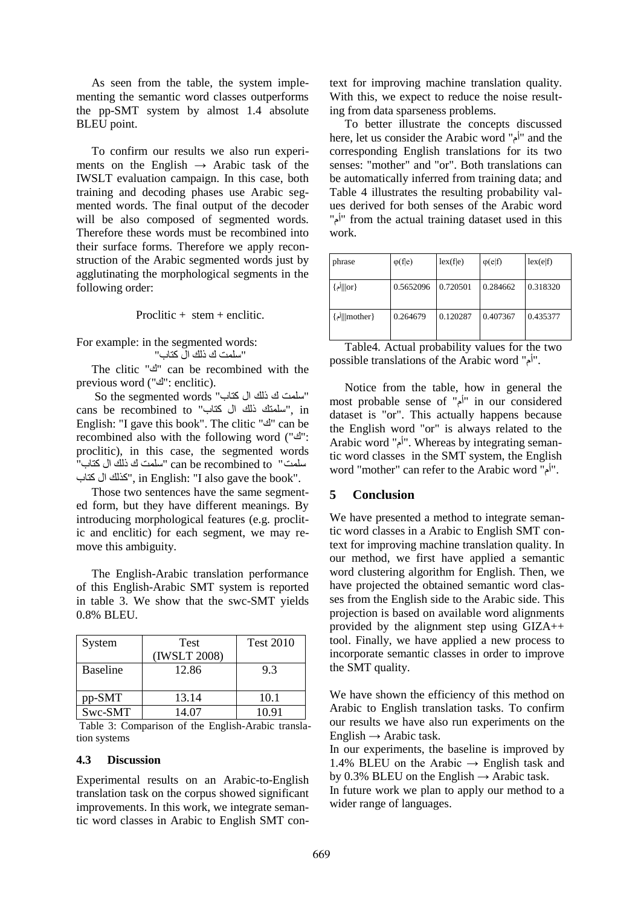As seen from the table, the system implementing the semantic word classes outperforms the pp-SMT system by almost 1.4 absolute BLEU point.

To confirm our results we also run experiments on the English → Arabic task of the IWSLT evaluation campaign. In this case, both training and decoding phases use Arabic segmented words. The final output of the decoder will be also composed of segmented words. Therefore these words must be recombined into their surface forms. Therefore we apply reconstruction of the Arabic segmented words just by agglutinating the morphological segments in the following order:

Proclitic + stem + enclitic.

For example: in the segmented words:
"سلمت ك ذلك ال كتاب"

The clitic "ك" can be recombined with the previous word ("ك": enclitic).

So the segmented words "سلمت ك ذلك ال كتاب" cans be recombined to "سلمتك ذلك ال كتاب", in English: "I gave this book". The clitic "ك" can be recombined also with the following word ("ك": proclitic), in this case, the segmented words "سلمت ك ذلك ال كتاب" can be recombined to "سلمت كذلك ال كتاب", in English: "I also gave the book".

Those two sentences have the same segmented form, but they have different meanings. By introducing morphological features (e.g. proclitic and enclitic) for each segment, we may remove this ambiguity.

The English-Arabic translation performance of this English-Arabic SMT system is reported in table 3. We show that the swc-SMT yields 0.8% BLEU.

| System | Test (IWSLT 2008) | Test 2010 |
|---|---|---|
| Baseline | 12.86 | 9.3 |
| pp-SMT | 13.14 | 10.1 |
| Swc-SMT | 14.07 | 10.91 |

Table 3: Comparison of the English-Arabic translation systems

### 4.3 Discussion

Experimental results on an Arabic-to-English translation task on the corpus showed significant improvements. In this work, we integrate semantic word classes in Arabic to English SMT context for improving machine translation quality. With this, we expect to reduce the noise resulting from data sparseness problems.

To better illustrate the concepts discussed here, let us consider the Arabic word "أم" and the corresponding English translations for its two senses: "mother" and "or". Both translations can be automatically inferred from training data; and Table 4 illustrates the resulting probability values derived for both senses of the Arabic word "أم" from the actual training dataset used in this work.

| phrase | φ(f\|e) | lex(f\|e) | φ(e\|f) | lex(e\|f) |
|---|---|---|---|---|
| {أم\|\|\|or} | 0.5652096 | 0.720501 | 0.284662 | 0.318320 |
| {أم\|\|\|mother} | 0.264679 | 0.120287 | 0.407367 | 0.435377 |

Table4. Actual probability values for the two possible translations of the Arabic word "أم".

Notice from the table, how in general the most probable sense of "أم" in our considered dataset is "or". This actually happens because the English word "or" is always related to the Arabic word "أم". Whereas by integrating semantic word classes in the SMT system, the English word "mother" can refer to the Arabic word "أم".

## 5 Conclusion

We have presented a method to integrate semantic word classes in a Arabic to English SMT context for improving machine translation quality. In our method, we first have applied a semantic word clustering algorithm for English. Then, we have projected the obtained semantic word classes from the English side to the Arabic side. This projection is based on available word alignments provided by the alignment step using GIZA++ tool. Finally, we have applied a new process to incorporate semantic classes in order to improve the SMT quality.

We have shown the efficiency of this method on Arabic to English translation tasks. To confirm our results we have also run experiments on the English → Arabic task.

In our experiments, the baseline is improved by 1.4% BLEU on the Arabic → English task and by 0.3% BLEU on the English → Arabic task.

In future work we plan to apply our method to a wider range of languages.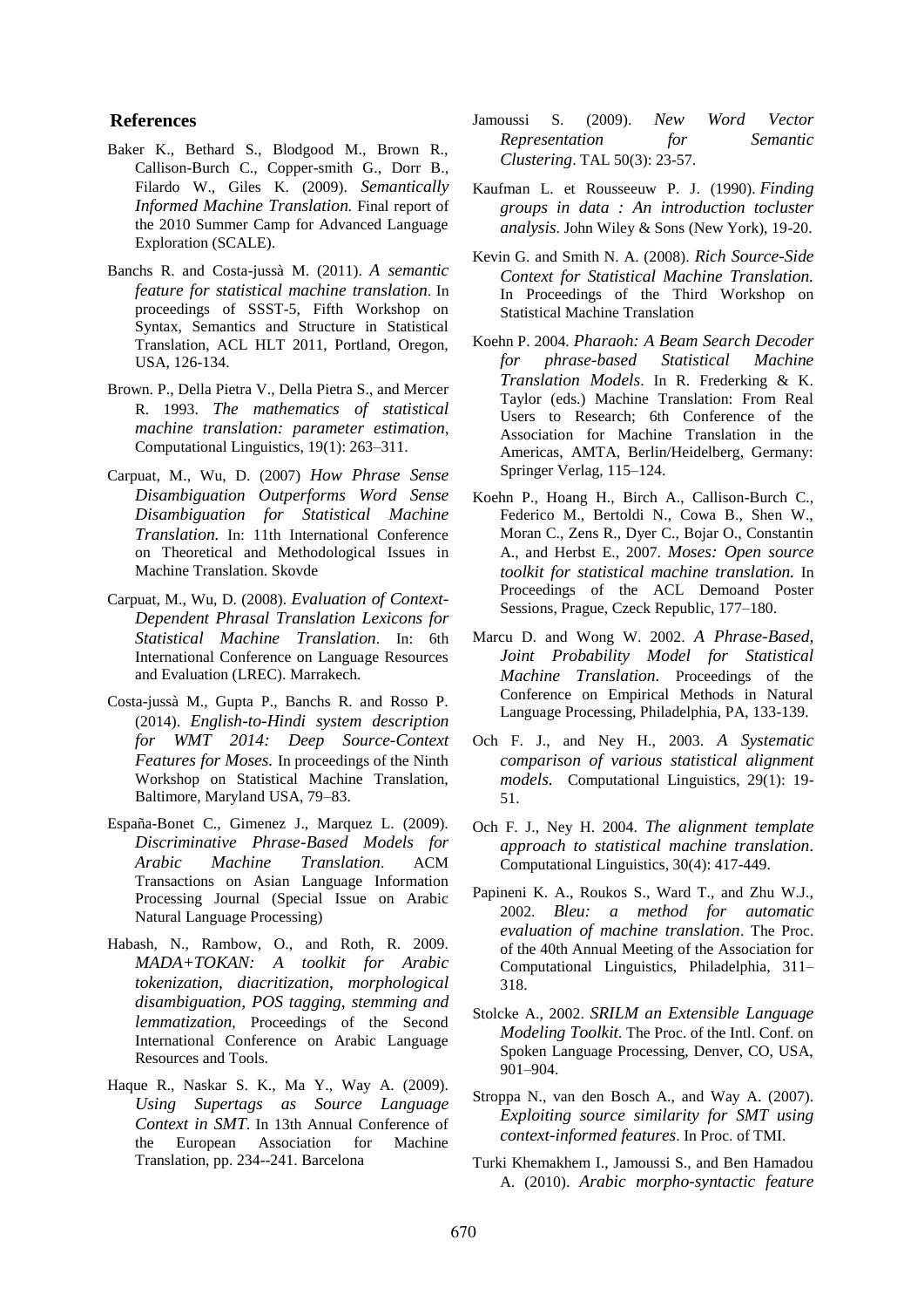## References

Baker K., Bethard S., Blodgood M., Brown R., Callison-Burch C., Copper-smith G., Dorr B., Filardo W., Giles K. (2009). *Semantically Informed Machine Translation.* Final report of the 2010 Summer Camp for Advanced Language Exploration (SCALE).

Banchs R. and Costa-jussà M. (2011). *A semantic feature for statistical machine translation*. In proceedings of SSST-5, Fifth Workshop on Syntax, Semantics and Structure in Statistical Translation, ACL HLT 2011, Portland, Oregon, USA, 126-134.

Brown. P., Della Pietra V., Della Pietra S., and Mercer R. 1993. *The mathematics of statistical machine translation: parameter estimation*, Computational Linguistics, 19(1): 263–311.

Carpuat, M., Wu, D. (2007) *How Phrase Sense Disambiguation Outperforms Word Sense Disambiguation for Statistical Machine Translation.* In: 11th International Conference on Theoretical and Methodological Issues in Machine Translation. Skovde

Carpuat, M., Wu, D. (2008). *Evaluation of Context-Dependent Phrasal Translation Lexicons for Statistical Machine Translation*. In: 6th International Conference on Language Resources and Evaluation (LREC). Marrakech.

Costa-jussà M., Gupta P., Banchs R. and Rosso P. (2014). *English-to-Hindi system description for WMT 2014: Deep Source-Context Features for Moses.* In proceedings of the Ninth Workshop on Statistical Machine Translation, Baltimore, Maryland USA, 79–83.

España-Bonet C., Gimenez J., Marquez L. (2009). *Discriminative Phrase-Based Models for Arabic Machine Translation*. ACM Transactions on Asian Language Information Processing Journal (Special Issue on Arabic Natural Language Processing)

Habash, N., Rambow, O., and Roth, R. 2009. *MADA+TOKAN: A toolkit for Arabic tokenization, diacritization, morphological disambiguation, POS tagging, stemming and lemmatization*, Proceedings of the Second International Conference on Arabic Language Resources and Tools.

Haque R., Naskar S. K., Ma Y., Way A. (2009). *Using Supertags as Source Language Context in SMT.* In 13th Annual Conference of the European Association for Machine Translation, pp. 234--241. Barcelona

Jamoussi S. (2009). *New Word Vector Representation for Semantic Clustering*. TAL 50(3): 23-57.

Kaufman L. et Rousseeuw P. J. (1990). *Finding groups in data : An introduction tocluster analysis*. John Wiley & Sons (New York), 19-20.

Kevin G. and Smith N. A. (2008). *Rich Source-Side Context for Statistical Machine Translation.* In Proceedings of the Third Workshop on Statistical Machine Translation

Koehn P. 2004. *Pharaoh: A Beam Search Decoder for phrase-based Statistical Machine Translation Models*. In R. Frederking & K. Taylor (eds.) Machine Translation: From Real Users to Research; 6th Conference of the Association for Machine Translation in the Americas, AMTA, Berlin/Heidelberg, Germany: Springer Verlag, 115–124.

Koehn P., Hoang H., Birch A., Callison-Burch C., Federico M., Bertoldi N., Cowa B., Shen W., Moran C., Zens R., Dyer C., Bojar O., Constantin A., and Herbst E., 2007. *Moses: Open source toolkit for statistical machine translation.* In Proceedings of the ACL Demoand Poster Sessions, Prague, Czeck Republic, 177–180.

Marcu D. and Wong W. 2002. *A Phrase-Based, Joint Probability Model for Statistical Machine Translation.* Proceedings of the Conference on Empirical Methods in Natural Language Processing, Philadelphia, PA, 133-139.

Och F. J., and Ney H., 2003. *A Systematic comparison of various statistical alignment models.* Computational Linguistics, 29(1): 19-51.

Och F. J., Ney H. 2004. *The alignment template approach to statistical machine translation*. Computational Linguistics, 30(4): 417-449.

Papineni K. A., Roukos S., Ward T., and Zhu W.J., 2002. *Bleu: a method for automatic evaluation of machine translation*. The Proc. of the 40th Annual Meeting of the Association for Computational Linguistics, Philadelphia, 311–318.

Stolcke A., 2002. *SRILM an Extensible Language Modeling Toolkit*. The Proc. of the Intl. Conf. on Spoken Language Processing, Denver, CO, USA, 901–904.

Stroppa N., van den Bosch A., and Way A. (2007). *Exploiting source similarity for SMT using context-informed features*. In Proc. of TMI.

Turki Khemakhem I., Jamoussi S., and Ben Hamadou A. (2010). *Arabic morpho-syntactic feature*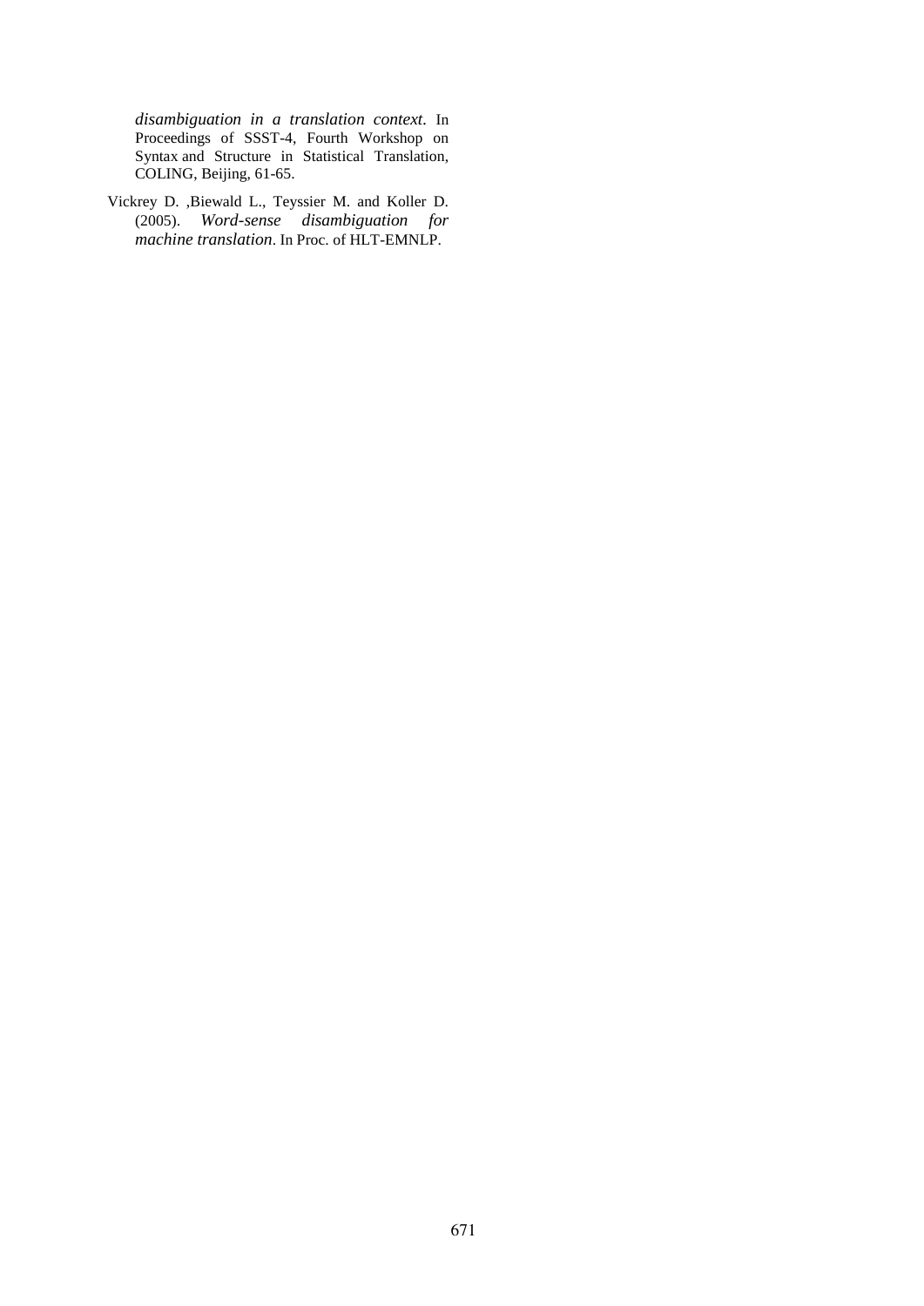*disambiguation in a translation context.* In Proceedings of SSST-4, Fourth Workshop on Syntax and Structure in Statistical Translation, COLING, Beijing, 61-65.

Vickrey D. ,Biewald L., Teyssier M. and Koller D. (2005). *Word-sense disambiguation for machine translation*. In Proc. of HLT-EMNLP.